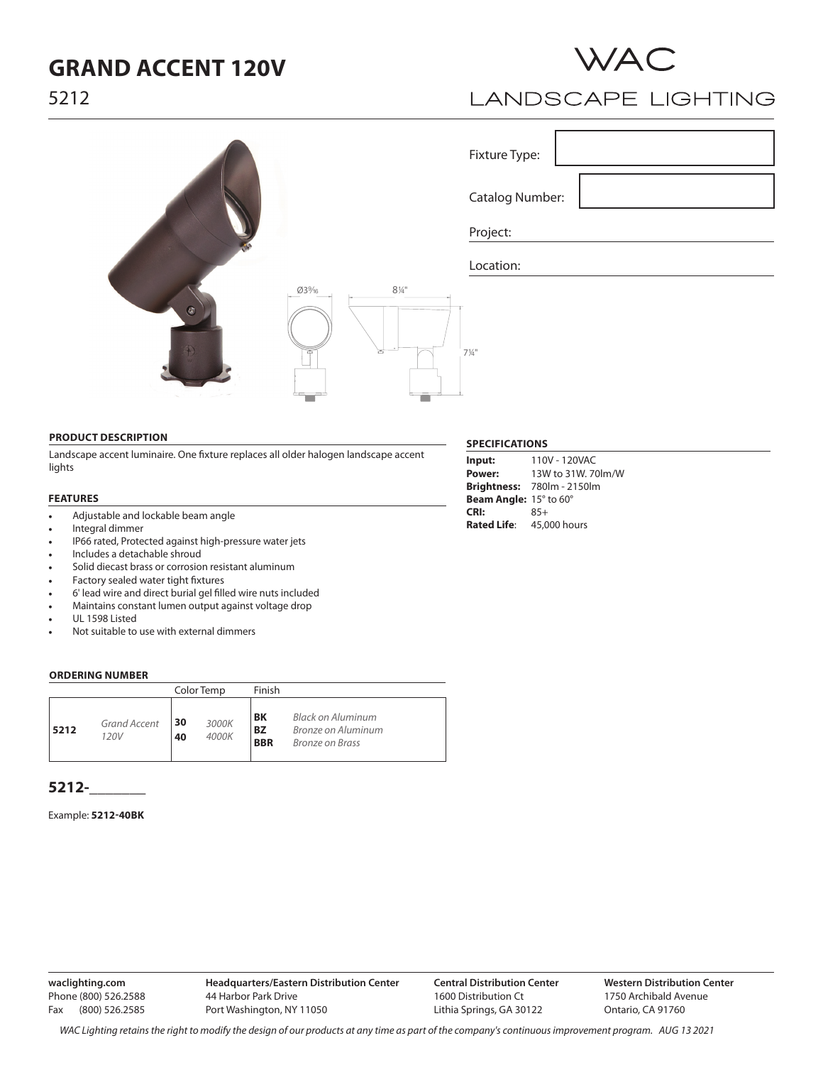# GRAND ACCENT 120V

5212

WAC
LANDSCAPE LIGHTING

Fixture Type:

Catalog Number:

Project:

Location:

Ø3⁹⁄₁₆ 8¼" 7¼"

### PRODUCT DESCRIPTION

Landscape accent luminaire. One fixture replaces all older halogen landscape accent lights

### FEATURES

- Adjustable and lockable beam angle
- Integral dimmer
- IP66 rated, Protected against high-pressure water jets
- Includes a detachable shroud
- Solid diecast brass or corrosion resistant aluminum
- Factory sealed water tight fixtures
- 6' lead wire and direct burial gel filled wire nuts included
- Maintains constant lumen output against voltage drop
- UL 1598 Listed
- Not suitable to use with external dimmers

### SPECIFICATIONS

**Input:** 110V - 120VAC
**Power:** 13W to 31W. 70lm/W
**Brightness:** 780lm - 2150lm
**Beam Angle:** 15° to 60°
**CRI:** 85+
**Rated Life**: 45,000 hours

### ORDERING NUMBER

| | | Color Temp | | Finish | |
|---|---|---|---|---|---|
| **5212** | *Grand Accent 120V* | **30**<br>**40** | *3000K*<br>*4000K* | **BK**<br>**BZ**<br>**BBR** | *Black on Aluminum*<br>*Bronze on Aluminum*<br>*Bronze on Brass* |

**5212-**________

Example: **5212-40BK**

**waclighting.com**
Phone (800) 526.2588
Fax (800) 526.2585

**Headquarters/Eastern Distribution Center**
44 Harbor Park Drive
Port Washington, NY 11050

**Central Distribution Center**
1600 Distribution Ct
Lithia Springs, GA 30122

**Western Distribution Center**
1750 Archibald Avenue
Ontario, CA 91760

*WAC Lighting retains the right to modify the design of our products at any time as part of the company's continuous improvement program. AUG 13 2021*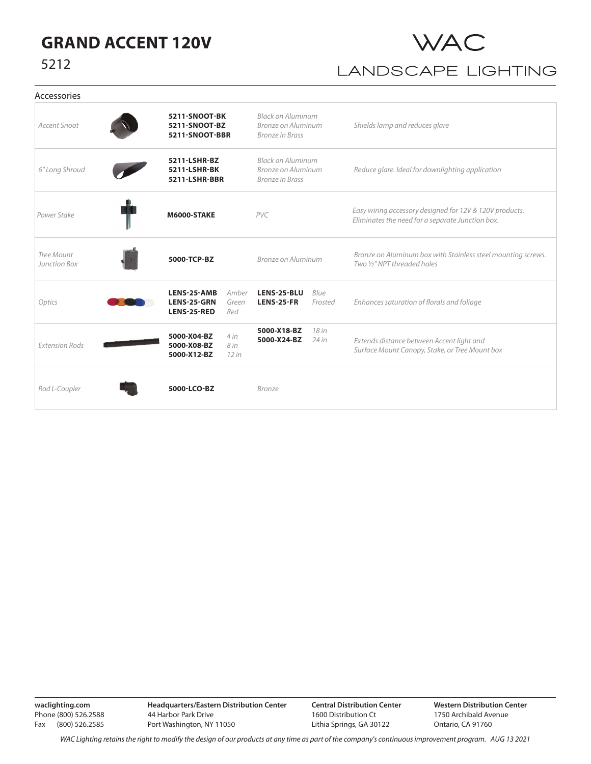# GRAND ACCENT 120V

5212

WAC LANDSCAPE LIGHTING

Accessories

| | | | |
|---|---|---|---|
| *Accent Snoot* | **5211-SNOOT-BK**<br>**5211-SNOOT-BZ**<br>**5211-SNOOT-BBR** | *Black on Aluminum*<br>*Bronze on Aluminum*<br>*Bronze in Brass* | *Shields lamp and reduces glare* |
| *6" Long Shroud* | **5211-LSHR-BZ**<br>**5211-LSHR-BK**<br>**5211-LSHR-BBR** | *Black on Aluminum*<br>*Bronze on Aluminum*<br>*Bronze in Brass* | *Reduce glare. Ideal for downlighting application* |
| *Power Stake* | **M6000-STAKE** | *PVC* | *Easy wiring accessory designed for 12V & 120V products. Eliminates the need for a separate Junction box.* |
| *Tree Mount Junction Box* | **5000-TCP-BZ** | *Bronze on Aluminum* | *Bronze on Aluminum box with Stainless steel mounting screws. Two ½" NPT threaded holes* |
| *Optics* | **LENS-25-AMB** *Amber*<br>**LENS-25-GRN** *Green*<br>**LENS-25-RED** *Red* | **LENS-25-BLU** *Blue*<br>**LENS-25-FR** *Frosted* | *Enhances saturation of florals and foliage* |
| *Extension Rods* | **5000-X04-BZ** *4 in*<br>**5000-X08-BZ** *8 in*<br>**5000-X12-BZ** *12 in* | **5000-X18-BZ** *18 in*<br>**5000-X24-BZ** *24 in* | *Extends distance between Accent light and Surface Mount Canopy, Stake, or Tree Mount box* |
| *Rod L-Coupler* | **5000-LCO-BZ** | *Bronze* | |

**waclighting.com**
Phone (800) 526.2588
Fax (800) 526.2585

**Headquarters/Eastern Distribution Center**
44 Harbor Park Drive
Port Washington, NY 11050

**Central Distribution Center**
1600 Distribution Ct
Lithia Springs, GA 30122

**Western Distribution Center**
1750 Archibald Avenue
Ontario, CA 91760

*WAC Lighting retains the right to modify the design of our products at any time as part of the company's continuous improvement program. AUG 13 2021*